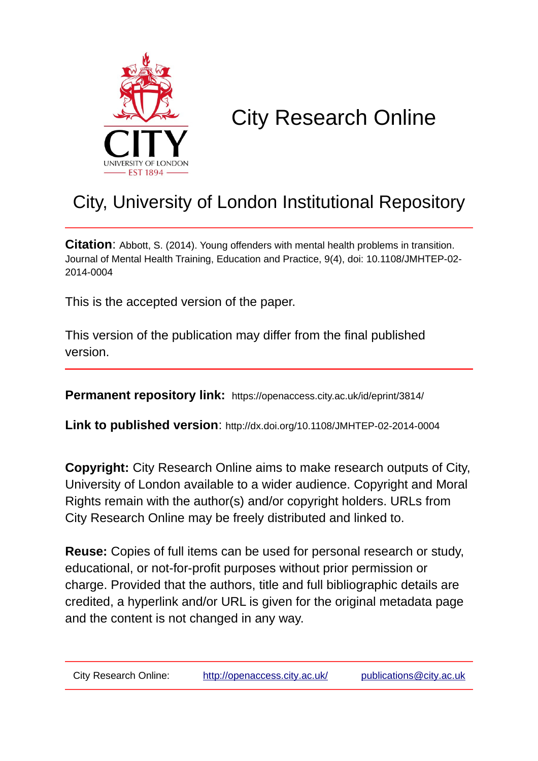# City Research Online

## City, University of London Institutional Repository

**Citation**: Abbott, S. (2014). Young offenders with mental health problems in transition. Journal of Mental Health Training, Education and Practice, 9(4), doi: 10.1108/JMHTEP-02-2014-0004

This is the accepted version of the paper.

This version of the publication may differ from the final published version.

**Permanent repository link:** https://openaccess.city.ac.uk/id/eprint/3814/

**Link to published version**: http://dx.doi.org/10.1108/JMHTEP-02-2014-0004

**Copyright:** City Research Online aims to make research outputs of City, University of London available to a wider audience. Copyright and Moral Rights remain with the author(s) and/or copyright holders. URLs from City Research Online may be freely distributed and linked to.

**Reuse:** Copies of full items can be used for personal research or study, educational, or not-for-profit purposes without prior permission or charge. Provided that the authors, title and full bibliographic details are credited, a hyperlink and/or URL is given for the original metadata page and the content is not changed in any way.

City Research Online: http://openaccess.city.ac.uk/ publications@city.ac.uk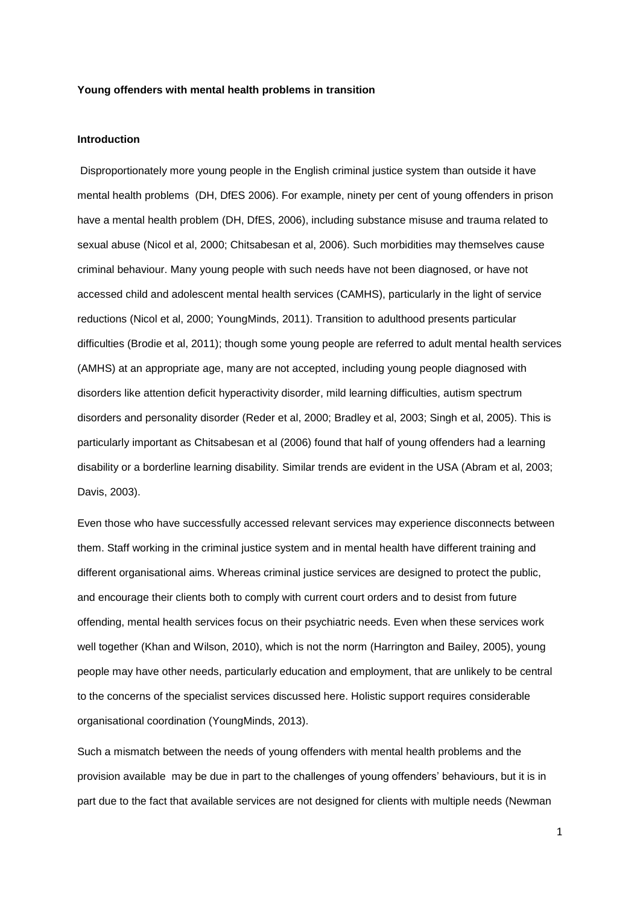**Young offenders with mental health problems in transition**

**Introduction**

Disproportionately more young people in the English criminal justice system than outside it have mental health problems (DH, DfES 2006). For example, ninety per cent of young offenders in prison have a mental health problem (DH, DfES, 2006), including substance misuse and trauma related to sexual abuse (Nicol et al, 2000; Chitsabesan et al, 2006). Such morbidities may themselves cause criminal behaviour. Many young people with such needs have not been diagnosed, or have not accessed child and adolescent mental health services (CAMHS), particularly in the light of service reductions (Nicol et al, 2000; YoungMinds, 2011). Transition to adulthood presents particular difficulties (Brodie et al, 2011); though some young people are referred to adult mental health services (AMHS) at an appropriate age, many are not accepted, including young people diagnosed with disorders like attention deficit hyperactivity disorder, mild learning difficulties, autism spectrum disorders and personality disorder (Reder et al, 2000; Bradley et al, 2003; Singh et al, 2005). This is particularly important as Chitsabesan et al (2006) found that half of young offenders had a learning disability or a borderline learning disability. Similar trends are evident in the USA (Abram et al, 2003; Davis, 2003).

Even those who have successfully accessed relevant services may experience disconnects between them. Staff working in the criminal justice system and in mental health have different training and different organisational aims. Whereas criminal justice services are designed to protect the public, and encourage their clients both to comply with current court orders and to desist from future offending, mental health services focus on their psychiatric needs. Even when these services work well together (Khan and Wilson, 2010), which is not the norm (Harrington and Bailey, 2005), young people may have other needs, particularly education and employment, that are unlikely to be central to the concerns of the specialist services discussed here. Holistic support requires considerable organisational coordination (YoungMinds, 2013).

Such a mismatch between the needs of young offenders with mental health problems and the provision available may be due in part to the challenges of young offenders' behaviours, but it is in part due to the fact that available services are not designed for clients with multiple needs (Newman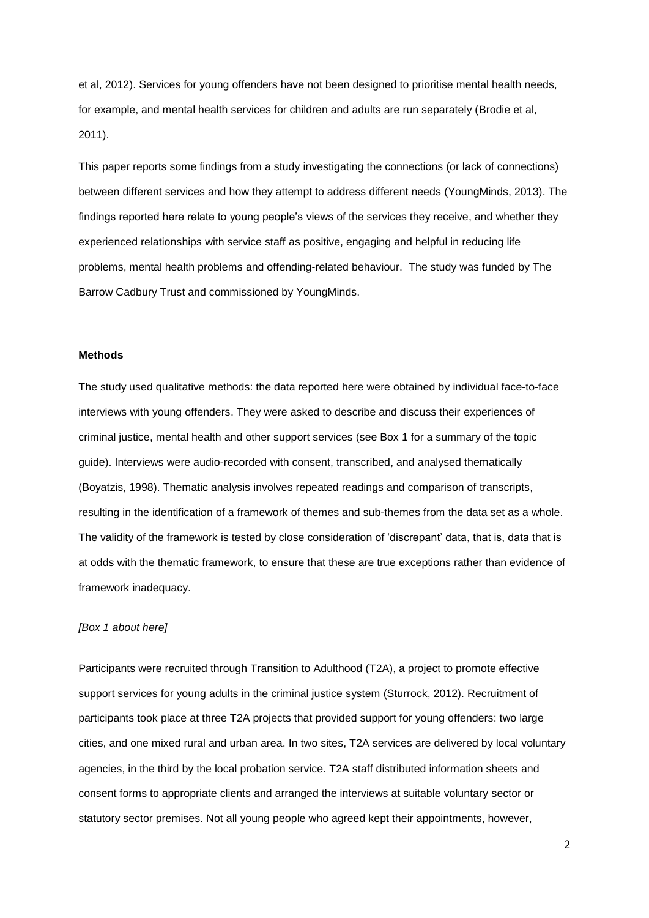et al, 2012). Services for young offenders have not been designed to prioritise mental health needs, for example, and mental health services for children and adults are run separately (Brodie et al, 2011).

This paper reports some findings from a study investigating the connections (or lack of connections) between different services and how they attempt to address different needs (YoungMinds, 2013). The findings reported here relate to young people's views of the services they receive, and whether they experienced relationships with service staff as positive, engaging and helpful in reducing life problems, mental health problems and offending-related behaviour. The study was funded by The Barrow Cadbury Trust and commissioned by YoungMinds.

**Methods**

The study used qualitative methods: the data reported here were obtained by individual face-to-face interviews with young offenders. They were asked to describe and discuss their experiences of criminal justice, mental health and other support services (see Box 1 for a summary of the topic guide). Interviews were audio-recorded with consent, transcribed, and analysed thematically (Boyatzis, 1998). Thematic analysis involves repeated readings and comparison of transcripts, resulting in the identification of a framework of themes and sub-themes from the data set as a whole. The validity of the framework is tested by close consideration of 'discrepant' data, that is, data that is at odds with the thematic framework, to ensure that these are true exceptions rather than evidence of framework inadequacy.

*[Box 1 about here]*

Participants were recruited through Transition to Adulthood (T2A), a project to promote effective support services for young adults in the criminal justice system (Sturrock, 2012). Recruitment of participants took place at three T2A projects that provided support for young offenders: two large cities, and one mixed rural and urban area. In two sites, T2A services are delivered by local voluntary agencies, in the third by the local probation service. T2A staff distributed information sheets and consent forms to appropriate clients and arranged the interviews at suitable voluntary sector or statutory sector premises. Not all young people who agreed kept their appointments, however,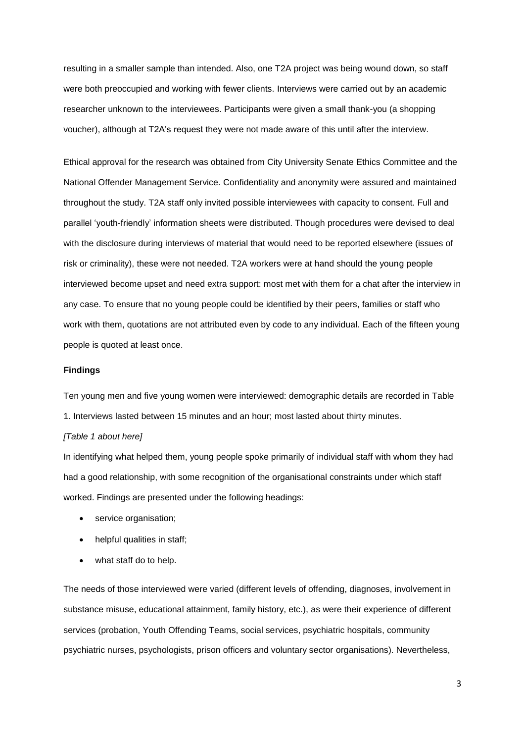resulting in a smaller sample than intended. Also, one T2A project was being wound down, so staff were both preoccupied and working with fewer clients. Interviews were carried out by an academic researcher unknown to the interviewees. Participants were given a small thank-you (a shopping voucher), although at T2A's request they were not made aware of this until after the interview.

Ethical approval for the research was obtained from City University Senate Ethics Committee and the National Offender Management Service. Confidentiality and anonymity were assured and maintained throughout the study. T2A staff only invited possible interviewees with capacity to consent. Full and parallel 'youth-friendly' information sheets were distributed. Though procedures were devised to deal with the disclosure during interviews of material that would need to be reported elsewhere (issues of risk or criminality), these were not needed. T2A workers were at hand should the young people interviewed become upset and need extra support: most met with them for a chat after the interview in any case. To ensure that no young people could be identified by their peers, families or staff who work with them, quotations are not attributed even by code to any individual. Each of the fifteen young people is quoted at least once.

**Findings**

Ten young men and five young women were interviewed: demographic details are recorded in Table 1. Interviews lasted between 15 minutes and an hour; most lasted about thirty minutes.

*[Table 1 about here]*

In identifying what helped them, young people spoke primarily of individual staff with whom they had had a good relationship, with some recognition of the organisational constraints under which staff worked. Findings are presented under the following headings:

- service organisation;
- helpful qualities in staff;
- what staff do to help.

The needs of those interviewed were varied (different levels of offending, diagnoses, involvement in substance misuse, educational attainment, family history, etc.), as were their experience of different services (probation, Youth Offending Teams, social services, psychiatric hospitals, community psychiatric nurses, psychologists, prison officers and voluntary sector organisations). Nevertheless,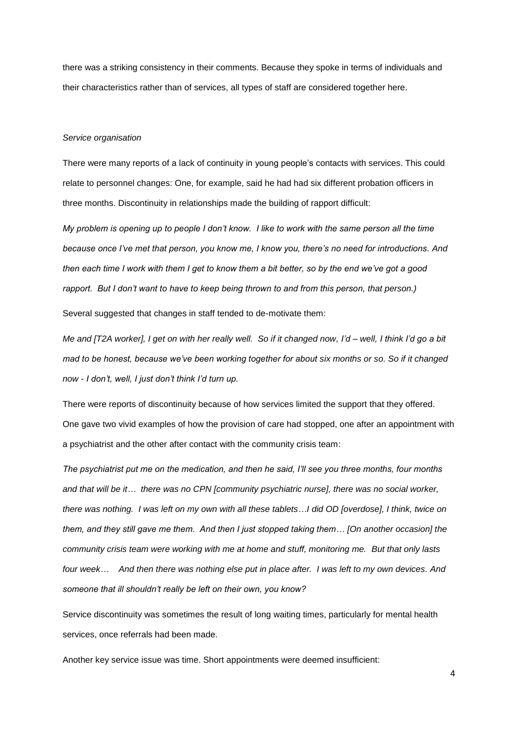there was a striking consistency in their comments. Because they spoke in terms of individuals and their characteristics rather than of services, all types of staff are considered together here.

*Service organisation*

There were many reports of a lack of continuity in young people's contacts with services. This could relate to personnel changes: One, for example, said he had had six different probation officers in three months. Discontinuity in relationships made the building of rapport difficult:

*My problem is opening up to people I don't know. I like to work with the same person all the time because once I've met that person, you know me, I know you, there's no need for introductions. And then each time I work with them I get to know them a bit better, so by the end we've got a good rapport. But I don't want to have to keep being thrown to and from this person, that person.)*

Several suggested that changes in staff tended to de-motivate them:

*Me and [T2A worker], I get on with her really well. So if it changed now, I'd – well, I think I'd go a bit mad to be honest, because we've been working together for about six months or so. So if it changed now - I don't, well, I just don't think I'd turn up.*

There were reports of discontinuity because of how services limited the support that they offered. One gave two vivid examples of how the provision of care had stopped, one after an appointment with a psychiatrist and the other after contact with the community crisis team:

*The psychiatrist put me on the medication, and then he said, I'll see you three months, four months and that will be it… there was no CPN [community psychiatric nurse], there was no social worker, there was nothing. I was left on my own with all these tablets…I did OD [overdose], I think, twice on them, and they still gave me them. And then I just stopped taking them… [On another occasion] the community crisis team were working with me at home and stuff, monitoring me. But that only lasts four week… And then there was nothing else put in place after. I was left to my own devices. And someone that ill shouldn't really be left on their own, you know?*

Service discontinuity was sometimes the result of long waiting times, particularly for mental health services, once referrals had been made.

Another key service issue was time. Short appointments were deemed insufficient: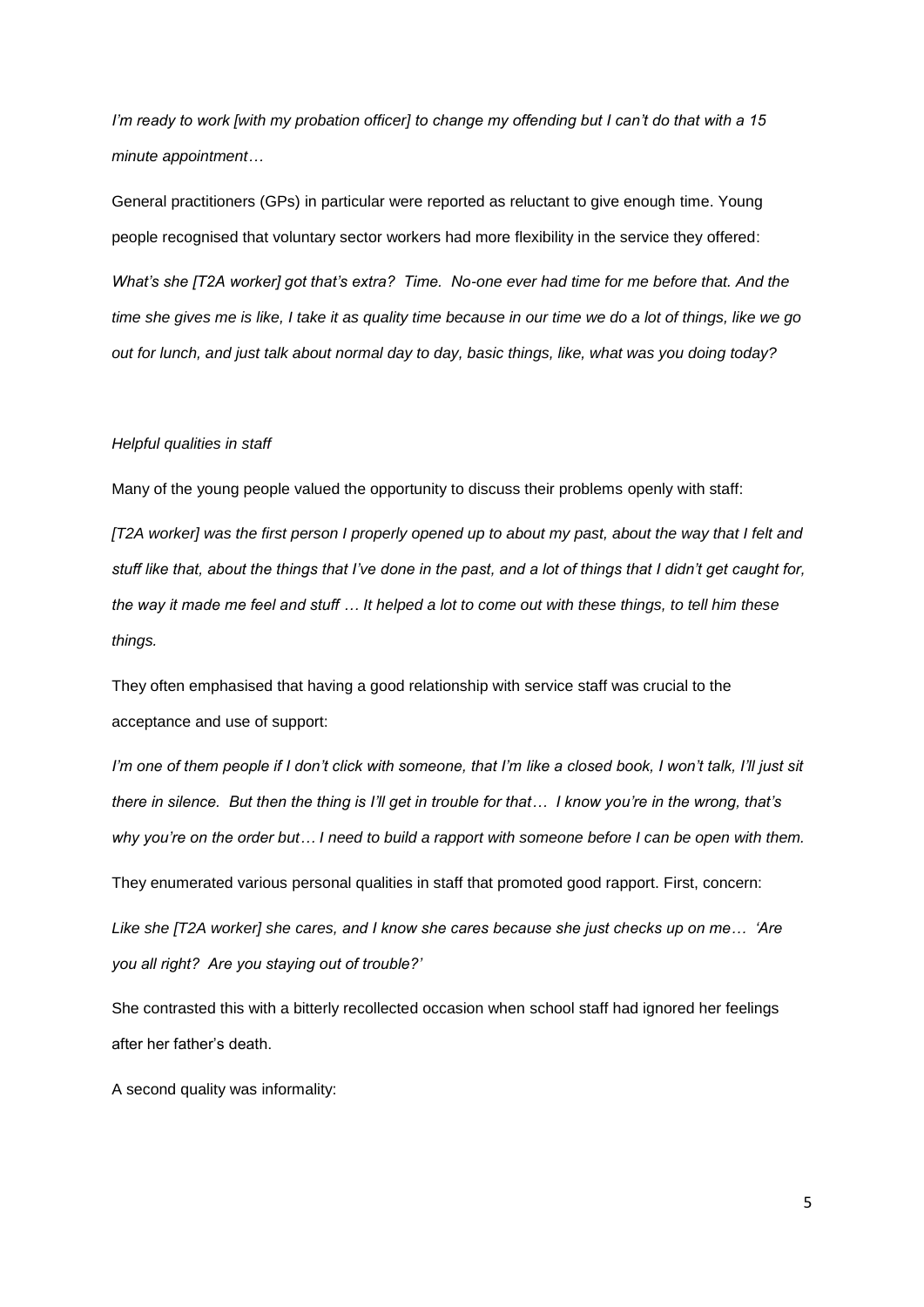*I'm ready to work [with my probation officer] to change my offending but I can't do that with a 15 minute appointment…*

General practitioners (GPs) in particular were reported as reluctant to give enough time. Young people recognised that voluntary sector workers had more flexibility in the service they offered:

*What's she [T2A worker] got that's extra? Time. No-one ever had time for me before that. And the time she gives me is like, I take it as quality time because in our time we do a lot of things, like we go out for lunch, and just talk about normal day to day, basic things, like, what was you doing today?*

*Helpful qualities in staff*

Many of the young people valued the opportunity to discuss their problems openly with staff:

*[T2A worker] was the first person I properly opened up to about my past, about the way that I felt and stuff like that, about the things that I've done in the past, and a lot of things that I didn't get caught for, the way it made me feel and stuff … It helped a lot to come out with these things, to tell him these things.*

They often emphasised that having a good relationship with service staff was crucial to the acceptance and use of support:

*I'm one of them people if I don't click with someone, that I'm like a closed book, I won't talk, I'll just sit there in silence. But then the thing is I'll get in trouble for that… I know you're in the wrong, that's why you're on the order but… I need to build a rapport with someone before I can be open with them.*

They enumerated various personal qualities in staff that promoted good rapport. First, concern:

*Like she [T2A worker] she cares, and I know she cares because she just checks up on me… 'Are you all right? Are you staying out of trouble?'*

She contrasted this with a bitterly recollected occasion when school staff had ignored her feelings after her father's death.

A second quality was informality: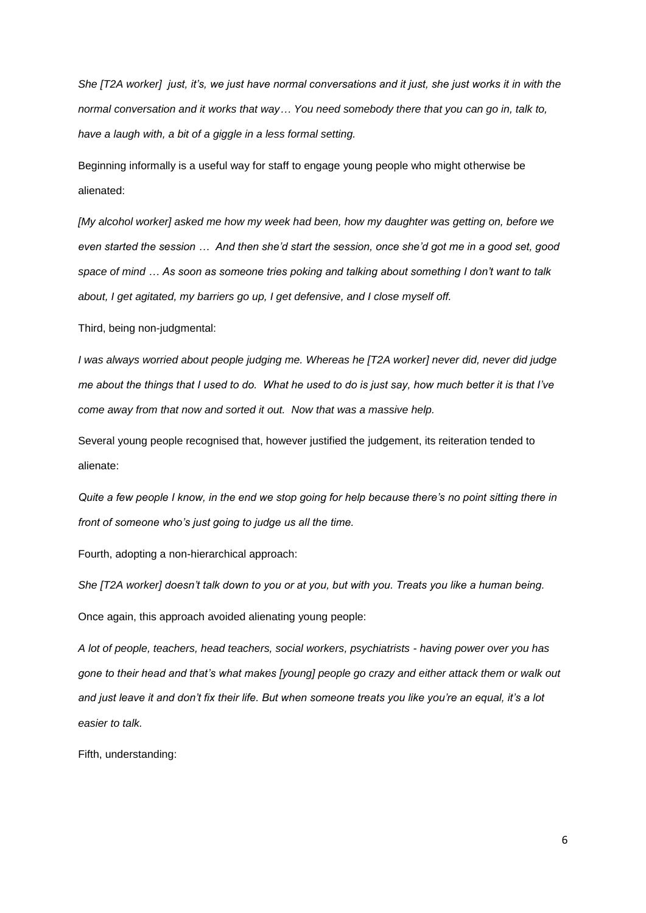*She [T2A worker] just, it's, we just have normal conversations and it just, she just works it in with the normal conversation and it works that way… You need somebody there that you can go in, talk to, have a laugh with, a bit of a giggle in a less formal setting.*

Beginning informally is a useful way for staff to engage young people who might otherwise be alienated:

*[My alcohol worker] asked me how my week had been, how my daughter was getting on, before we even started the session … And then she'd start the session, once she'd got me in a good set, good space of mind … As soon as someone tries poking and talking about something I don't want to talk about, I get agitated, my barriers go up, I get defensive, and I close myself off.*

Third, being non-judgmental:

*I was always worried about people judging me. Whereas he [T2A worker] never did, never did judge me about the things that I used to do. What he used to do is just say, how much better it is that I've come away from that now and sorted it out. Now that was a massive help.*

Several young people recognised that, however justified the judgement, its reiteration tended to alienate:

*Quite a few people I know, in the end we stop going for help because there's no point sitting there in front of someone who's just going to judge us all the time.*

Fourth, adopting a non-hierarchical approach:

*She [T2A worker] doesn't talk down to you or at you, but with you. Treats you like a human being.*

Once again, this approach avoided alienating young people:

*A lot of people, teachers, head teachers, social workers, psychiatrists - having power over you has gone to their head and that's what makes [young] people go crazy and either attack them or walk out and just leave it and don't fix their life. But when someone treats you like you're an equal, it's a lot easier to talk.*

Fifth, understanding: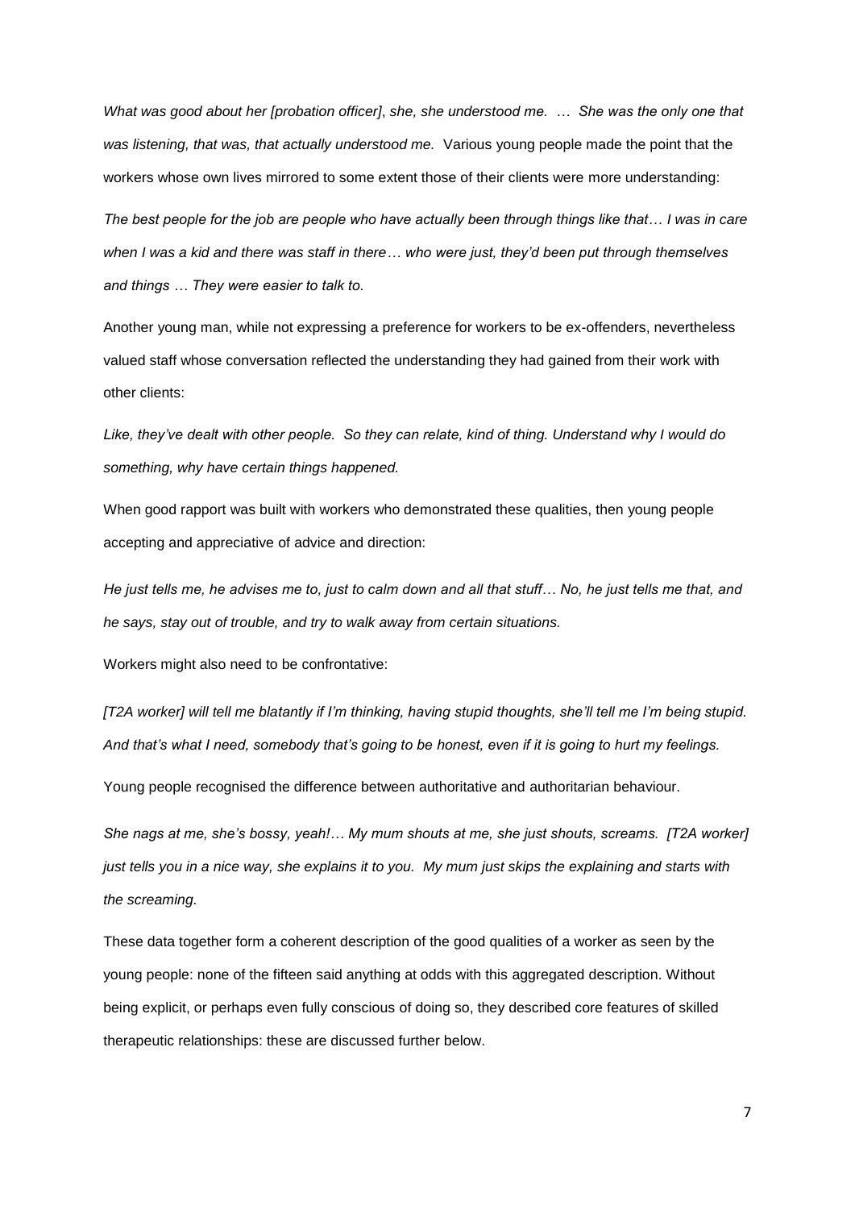*What was good about her [probation officer]*, *she, she understood me. … She was the only one that was listening, that was, that actually understood me.* Various young people made the point that the workers whose own lives mirrored to some extent those of their clients were more understanding:

*The best people for the job are people who have actually been through things like that… I was in care when I was a kid and there was staff in there… who were just, they'd been put through themselves and things … They were easier to talk to.*

Another young man, while not expressing a preference for workers to be ex-offenders, nevertheless valued staff whose conversation reflected the understanding they had gained from their work with other clients:

*Like, they've dealt with other people. So they can relate, kind of thing. Understand why I would do something, why have certain things happened.*

When good rapport was built with workers who demonstrated these qualities, then young people accepting and appreciative of advice and direction:

*He just tells me, he advises me to, just to calm down and all that stuff… No, he just tells me that, and he says, stay out of trouble, and try to walk away from certain situations.*

Workers might also need to be confrontative:

*[T2A worker] will tell me blatantly if I'm thinking, having stupid thoughts, she'll tell me I'm being stupid. And that's what I need, somebody that's going to be honest, even if it is going to hurt my feelings.*

Young people recognised the difference between authoritative and authoritarian behaviour.

*She nags at me, she's bossy, yeah!… My mum shouts at me, she just shouts, screams. [T2A worker] just tells you in a nice way, she explains it to you. My mum just skips the explaining and starts with the screaming.*

These data together form a coherent description of the good qualities of a worker as seen by the young people: none of the fifteen said anything at odds with this aggregated description. Without being explicit, or perhaps even fully conscious of doing so, they described core features of skilled therapeutic relationships: these are discussed further below.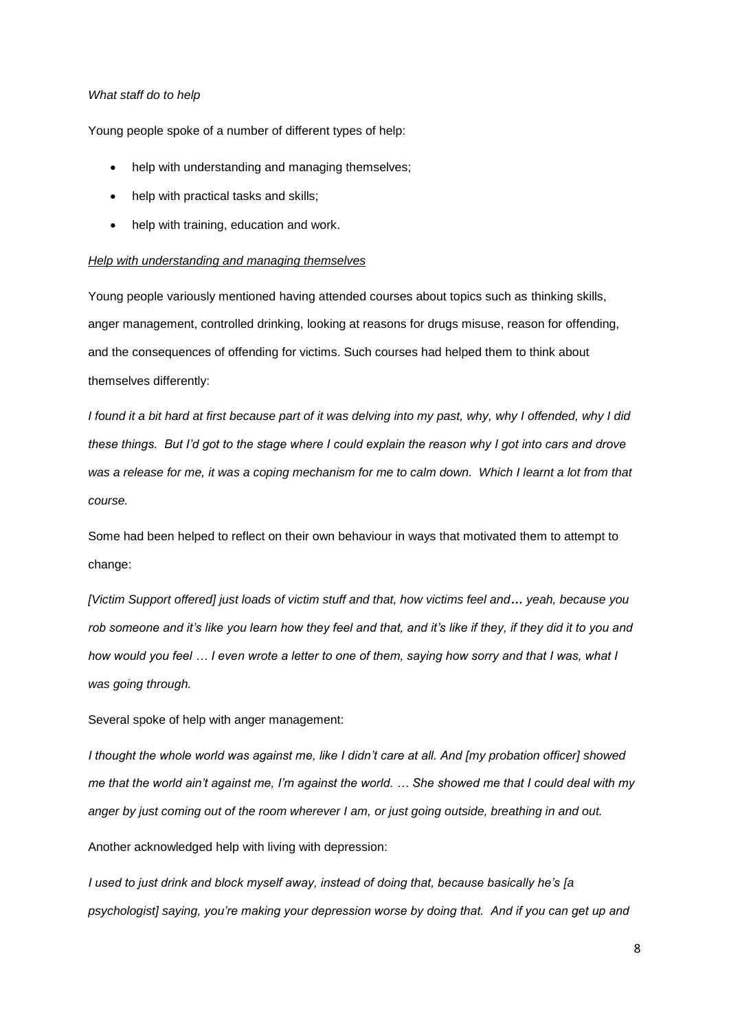*What staff do to help*

Young people spoke of a number of different types of help:

- help with understanding and managing themselves;
- help with practical tasks and skills;
- help with training, education and work.

*Help with understanding and managing themselves*

Young people variously mentioned having attended courses about topics such as thinking skills, anger management, controlled drinking, looking at reasons for drugs misuse, reason for offending, and the consequences of offending for victims. Such courses had helped them to think about themselves differently:

*I found it a bit hard at first because part of it was delving into my past, why, why I offended, why I did these things. But I'd got to the stage where I could explain the reason why I got into cars and drove was a release for me, it was a coping mechanism for me to calm down. Which I learnt a lot from that course.*

Some had been helped to reflect on their own behaviour in ways that motivated them to attempt to change:

*[Victim Support offered] just loads of victim stuff and that, how victims feel and… yeah, because you rob someone and it's like you learn how they feel and that, and it's like if they, if they did it to you and how would you feel … I even wrote a letter to one of them, saying how sorry and that I was, what I was going through.*

Several spoke of help with anger management:

*I thought the whole world was against me, like I didn't care at all. And [my probation officer] showed me that the world ain't against me, I'm against the world. … She showed me that I could deal with my anger by just coming out of the room wherever I am, or just going outside, breathing in and out.*

Another acknowledged help with living with depression:

*I used to just drink and block myself away, instead of doing that, because basically he's [a psychologist] saying, you're making your depression worse by doing that. And if you can get up and*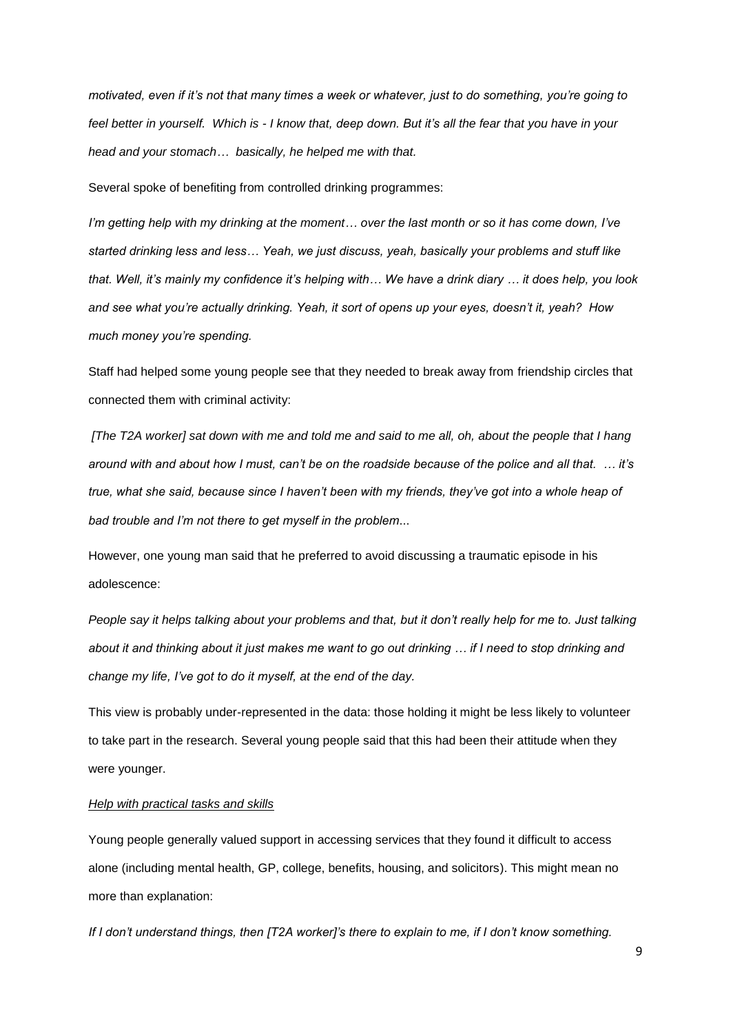*motivated, even if it's not that many times a week or whatever, just to do something, you're going to feel better in yourself. Which is - I know that, deep down. But it's all the fear that you have in your head and your stomach… basically, he helped me with that.*

Several spoke of benefiting from controlled drinking programmes:

*I'm getting help with my drinking at the moment… over the last month or so it has come down, I've started drinking less and less… Yeah, we just discuss, yeah, basically your problems and stuff like that. Well, it's mainly my confidence it's helping with… We have a drink diary … it does help, you look and see what you're actually drinking. Yeah, it sort of opens up your eyes, doesn't it, yeah? How much money you're spending.*

Staff had helped some young people see that they needed to break away from friendship circles that connected them with criminal activity:

*[The T2A worker] sat down with me and told me and said to me all, oh, about the people that I hang around with and about how I must, can't be on the roadside because of the police and all that. … it's true, what she said, because since I haven't been with my friends, they've got into a whole heap of bad trouble and I'm not there to get myself in the problem...*

However, one young man said that he preferred to avoid discussing a traumatic episode in his adolescence:

*People say it helps talking about your problems and that, but it don't really help for me to. Just talking about it and thinking about it just makes me want to go out drinking … if I need to stop drinking and change my life, I've got to do it myself, at the end of the day.*

This view is probably under-represented in the data: those holding it might be less likely to volunteer to take part in the research. Several young people said that this had been their attitude when they were younger.

<u>*Help with practical tasks and skills*</u>

Young people generally valued support in accessing services that they found it difficult to access alone (including mental health, GP, college, benefits, housing, and solicitors). This might mean no more than explanation:

*If I don't understand things, then [T2A worker]'s there to explain to me, if I don't know something.*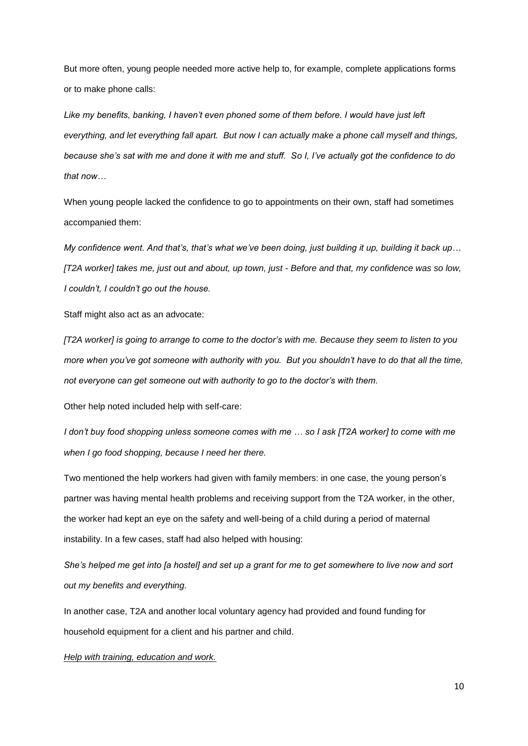But more often, young people needed more active help to, for example, complete applications forms or to make phone calls:

*Like my benefits, banking, I haven't even phoned some of them before. I would have just left everything, and let everything fall apart. But now I can actually make a phone call myself and things, because she's sat with me and done it with me and stuff. So I, I've actually got the confidence to do that now…*

When young people lacked the confidence to go to appointments on their own, staff had sometimes accompanied them:

*My confidence went. And that's, that's what we've been doing, just building it up, building it back up… [T2A worker] takes me, just out and about, up town, just - Before and that, my confidence was so low, I couldn't, I couldn't go out the house.*

Staff might also act as an advocate:

*[T2A worker] is going to arrange to come to the doctor's with me. Because they seem to listen to you more when you've got someone with authority with you. But you shouldn't have to do that all the time, not everyone can get someone out with authority to go to the doctor's with them.*

Other help noted included help with self-care:

*I don't buy food shopping unless someone comes with me … so I ask [T2A worker] to come with me when I go food shopping, because I need her there.*

Two mentioned the help workers had given with family members: in one case, the young person's partner was having mental health problems and receiving support from the T2A worker, in the other, the worker had kept an eye on the safety and well-being of a child during a period of maternal instability. In a few cases, staff had also helped with housing:

*She's helped me get into [a hostel] and set up a grant for me to get somewhere to live now and sort out my benefits and everything.*

In another case, T2A and another local voluntary agency had provided and found funding for household equipment for a client and his partner and child.

*Help with training, education and work.*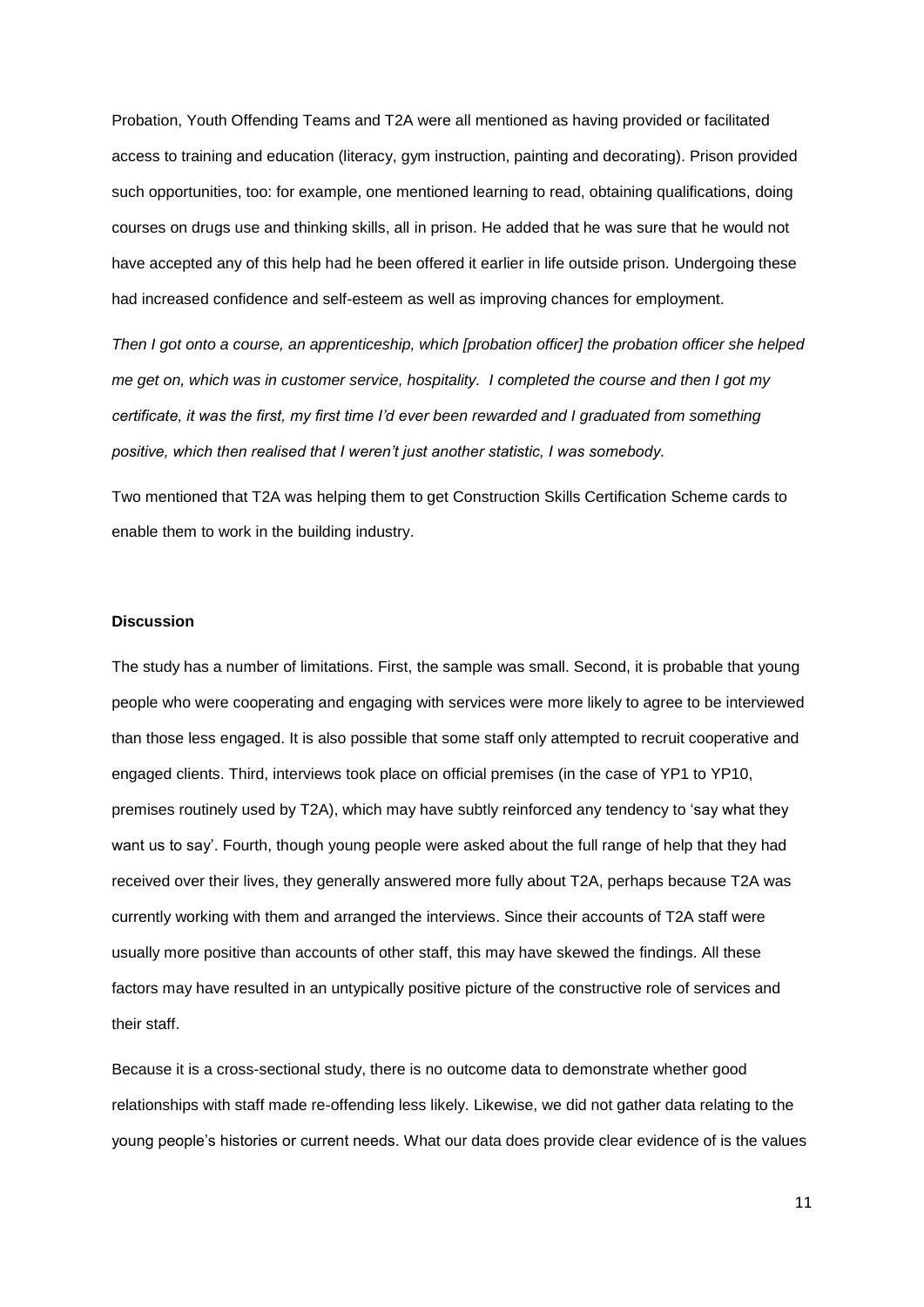Probation, Youth Offending Teams and T2A were all mentioned as having provided or facilitated access to training and education (literacy, gym instruction, painting and decorating). Prison provided such opportunities, too: for example, one mentioned learning to read, obtaining qualifications, doing courses on drugs use and thinking skills, all in prison. He added that he was sure that he would not have accepted any of this help had he been offered it earlier in life outside prison. Undergoing these had increased confidence and self-esteem as well as improving chances for employment.

*Then I got onto a course, an apprenticeship, which [probation officer] the probation officer she helped me get on, which was in customer service, hospitality. I completed the course and then I got my certificate, it was the first, my first time I'd ever been rewarded and I graduated from something positive, which then realised that I weren't just another statistic, I was somebody.*

Two mentioned that T2A was helping them to get Construction Skills Certification Scheme cards to enable them to work in the building industry.

**Discussion**

The study has a number of limitations. First, the sample was small. Second, it is probable that young people who were cooperating and engaging with services were more likely to agree to be interviewed than those less engaged. It is also possible that some staff only attempted to recruit cooperative and engaged clients. Third, interviews took place on official premises (in the case of YP1 to YP10, premises routinely used by T2A), which may have subtly reinforced any tendency to 'say what they want us to say'. Fourth, though young people were asked about the full range of help that they had received over their lives, they generally answered more fully about T2A, perhaps because T2A was currently working with them and arranged the interviews. Since their accounts of T2A staff were usually more positive than accounts of other staff, this may have skewed the findings. All these factors may have resulted in an untypically positive picture of the constructive role of services and their staff.

Because it is a cross-sectional study, there is no outcome data to demonstrate whether good relationships with staff made re-offending less likely. Likewise, we did not gather data relating to the young people's histories or current needs. What our data does provide clear evidence of is the values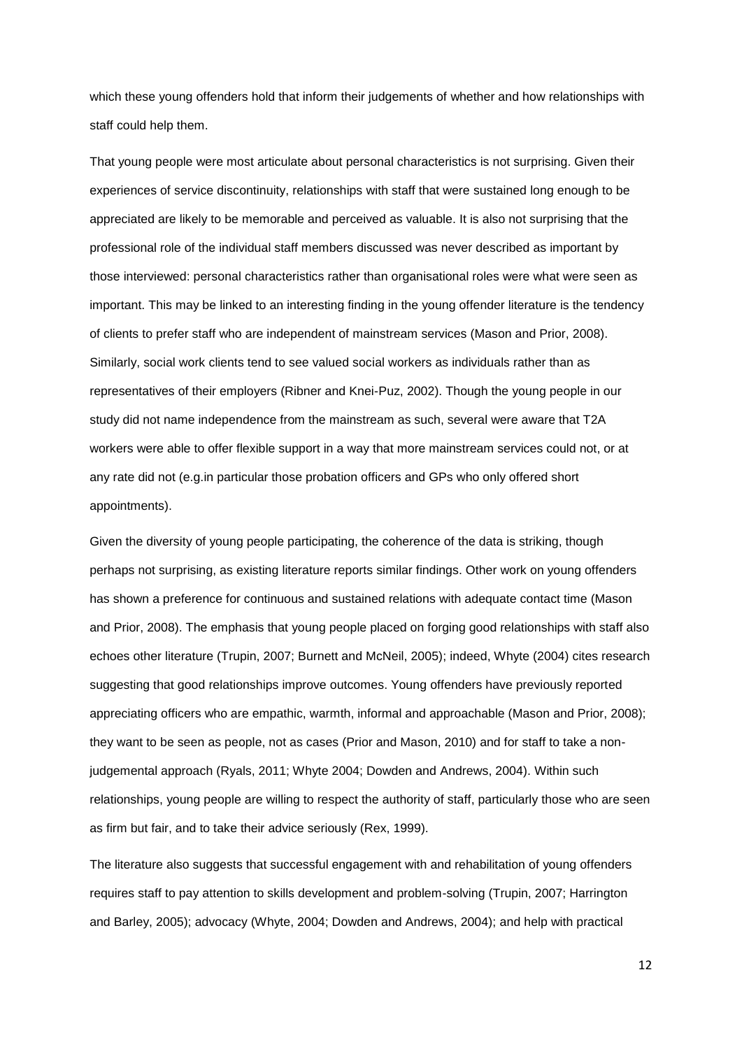which these young offenders hold that inform their judgements of whether and how relationships with staff could help them.

That young people were most articulate about personal characteristics is not surprising. Given their experiences of service discontinuity, relationships with staff that were sustained long enough to be appreciated are likely to be memorable and perceived as valuable. It is also not surprising that the professional role of the individual staff members discussed was never described as important by those interviewed: personal characteristics rather than organisational roles were what were seen as important. This may be linked to an interesting finding in the young offender literature is the tendency of clients to prefer staff who are independent of mainstream services (Mason and Prior, 2008). Similarly, social work clients tend to see valued social workers as individuals rather than as representatives of their employers (Ribner and Knei-Puz, 2002). Though the young people in our study did not name independence from the mainstream as such, several were aware that T2A workers were able to offer flexible support in a way that more mainstream services could not, or at any rate did not (e.g.in particular those probation officers and GPs who only offered short appointments).

Given the diversity of young people participating, the coherence of the data is striking, though perhaps not surprising, as existing literature reports similar findings. Other work on young offenders has shown a preference for continuous and sustained relations with adequate contact time (Mason and Prior, 2008). The emphasis that young people placed on forging good relationships with staff also echoes other literature (Trupin, 2007; Burnett and McNeil, 2005); indeed, Whyte (2004) cites research suggesting that good relationships improve outcomes. Young offenders have previously reported appreciating officers who are empathic, warmth, informal and approachable (Mason and Prior, 2008); they want to be seen as people, not as cases (Prior and Mason, 2010) and for staff to take a non-judgemental approach (Ryals, 2011; Whyte 2004; Dowden and Andrews, 2004). Within such relationships, young people are willing to respect the authority of staff, particularly those who are seen as firm but fair, and to take their advice seriously (Rex, 1999).

The literature also suggests that successful engagement with and rehabilitation of young offenders requires staff to pay attention to skills development and problem-solving (Trupin, 2007; Harrington and Barley, 2005); advocacy (Whyte, 2004; Dowden and Andrews, 2004); and help with practical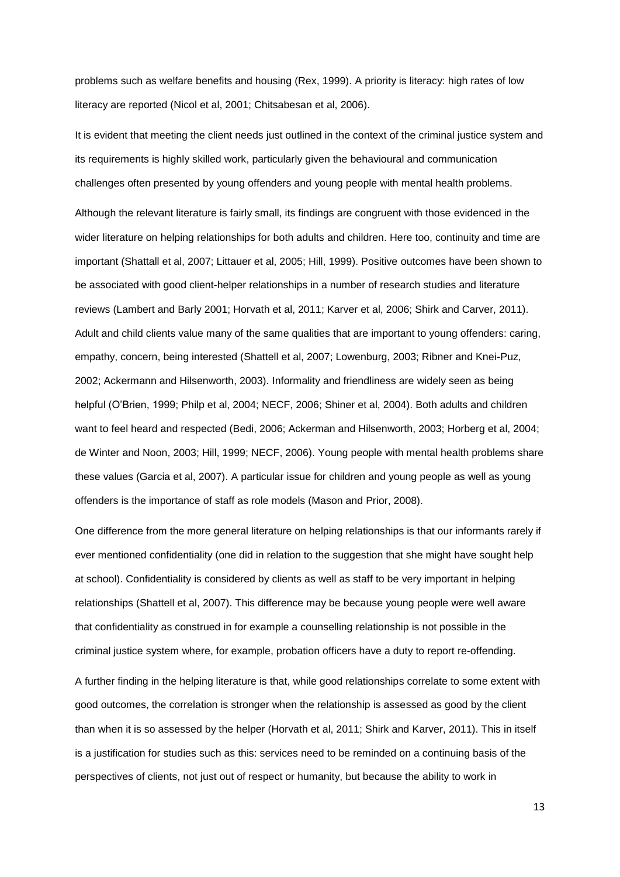problems such as welfare benefits and housing (Rex, 1999). A priority is literacy: high rates of low literacy are reported (Nicol et al, 2001; Chitsabesan et al, 2006).

It is evident that meeting the client needs just outlined in the context of the criminal justice system and its requirements is highly skilled work, particularly given the behavioural and communication challenges often presented by young offenders and young people with mental health problems.

Although the relevant literature is fairly small, its findings are congruent with those evidenced in the wider literature on helping relationships for both adults and children. Here too, continuity and time are important (Shattall et al, 2007; Littauer et al, 2005; Hill, 1999). Positive outcomes have been shown to be associated with good client-helper relationships in a number of research studies and literature reviews (Lambert and Barly 2001; Horvath et al, 2011; Karver et al, 2006; Shirk and Carver, 2011). Adult and child clients value many of the same qualities that are important to young offenders: caring, empathy, concern, being interested (Shattell et al, 2007; Lowenburg, 2003; Ribner and Knei-Puz, 2002; Ackermann and Hilsenworth, 2003). Informality and friendliness are widely seen as being helpful (O'Brien, 1999; Philp et al, 2004; NECF, 2006; Shiner et al, 2004). Both adults and children want to feel heard and respected (Bedi, 2006; Ackerman and Hilsenworth, 2003; Horberg et al, 2004; de Winter and Noon, 2003; Hill, 1999; NECF, 2006). Young people with mental health problems share these values (Garcia et al, 2007). A particular issue for children and young people as well as young offenders is the importance of staff as role models (Mason and Prior, 2008).

One difference from the more general literature on helping relationships is that our informants rarely if ever mentioned confidentiality (one did in relation to the suggestion that she might have sought help at school). Confidentiality is considered by clients as well as staff to be very important in helping relationships (Shattell et al, 2007). This difference may be because young people were well aware that confidentiality as construed in for example a counselling relationship is not possible in the criminal justice system where, for example, probation officers have a duty to report re-offending.

A further finding in the helping literature is that, while good relationships correlate to some extent with good outcomes, the correlation is stronger when the relationship is assessed as good by the client than when it is so assessed by the helper (Horvath et al, 2011; Shirk and Karver, 2011). This in itself is a justification for studies such as this: services need to be reminded on a continuing basis of the perspectives of clients, not just out of respect or humanity, but because the ability to work in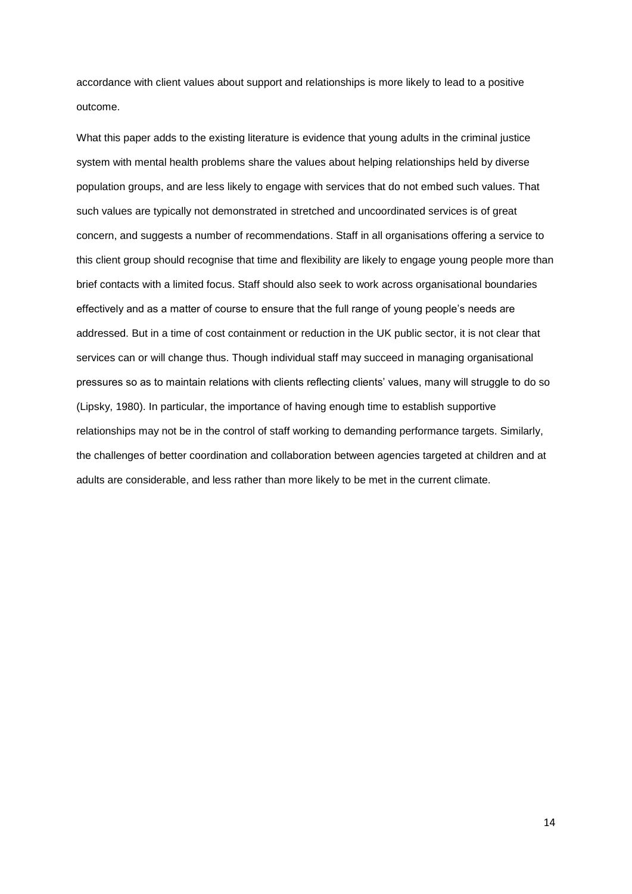accordance with client values about support and relationships is more likely to lead to a positive outcome.

What this paper adds to the existing literature is evidence that young adults in the criminal justice system with mental health problems share the values about helping relationships held by diverse population groups, and are less likely to engage with services that do not embed such values. That such values are typically not demonstrated in stretched and uncoordinated services is of great concern, and suggests a number of recommendations. Staff in all organisations offering a service to this client group should recognise that time and flexibility are likely to engage young people more than brief contacts with a limited focus. Staff should also seek to work across organisational boundaries effectively and as a matter of course to ensure that the full range of young people's needs are addressed. But in a time of cost containment or reduction in the UK public sector, it is not clear that services can or will change thus. Though individual staff may succeed in managing organisational pressures so as to maintain relations with clients reflecting clients' values, many will struggle to do so (Lipsky, 1980). In particular, the importance of having enough time to establish supportive relationships may not be in the control of staff working to demanding performance targets. Similarly, the challenges of better coordination and collaboration between agencies targeted at children and at adults are considerable, and less rather than more likely to be met in the current climate.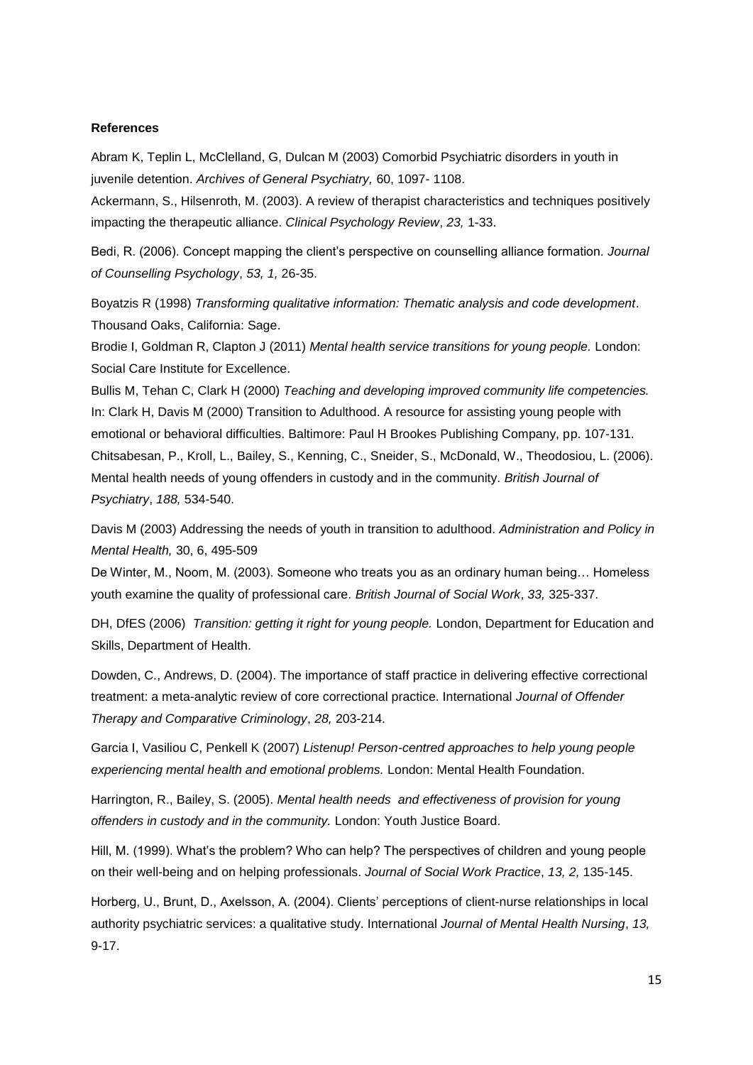**References**

Abram K, Teplin L, McClelland, G, Dulcan M (2003) Comorbid Psychiatric disorders in youth in juvenile detention. *Archives of General Psychiatry,* 60, 1097- 1108.

Ackermann, S., Hilsenroth, M. (2003). A review of therapist characteristics and techniques positively impacting the therapeutic alliance. *Clinical Psychology Review*, *23,* 1-33.

Bedi, R. (2006). Concept mapping the client's perspective on counselling alliance formation. *Journal of Counselling Psychology*, *53, 1,* 26-35.

Boyatzis R (1998) *Transforming qualitative information: Thematic analysis and code development*. Thousand Oaks, California: Sage.

Brodie I, Goldman R, Clapton J (2011) *Mental health service transitions for young people.* London: Social Care Institute for Excellence.

Bullis M, Tehan C, Clark H (2000) *Teaching and developing improved community life competencies.* In: Clark H, Davis M (2000) Transition to Adulthood. A resource for assisting young people with emotional or behavioral difficulties. Baltimore: Paul H Brookes Publishing Company, pp. 107-131.

Chitsabesan, P., Kroll, L., Bailey, S., Kenning, C., Sneider, S., McDonald, W., Theodosiou, L. (2006). Mental health needs of young offenders in custody and in the community. *British Journal of Psychiatry*, *188,* 534-540.

Davis M (2003) Addressing the needs of youth in transition to adulthood. *Administration and Policy in Mental Health,* 30, 6, 495-509

De Winter, M., Noom, M. (2003). Someone who treats you as an ordinary human being… Homeless youth examine the quality of professional care. *British Journal of Social Work*, *33,* 325-337.

DH, DfES (2006) *Transition: getting it right for young people.* London, Department for Education and Skills, Department of Health.

Dowden, C., Andrews, D. (2004). The importance of staff practice in delivering effective correctional treatment: a meta-analytic review of core correctional practice. International *Journal of Offender Therapy and Comparative Criminology*, *28,* 203-214.

Garcia I, Vasiliou C, Penkell K (2007) *Listenup! Person-centred approaches to help young people experiencing mental health and emotional problems.* London: Mental Health Foundation.

Harrington, R., Bailey, S. (2005). *Mental health needs and effectiveness of provision for young offenders in custody and in the community.* London: Youth Justice Board.

Hill, M. (1999). What's the problem? Who can help? The perspectives of children and young people on their well-being and on helping professionals. *Journal of Social Work Practice*, *13, 2,* 135-145.

Horberg, U., Brunt, D., Axelsson, A. (2004). Clients' perceptions of client-nurse relationships in local authority psychiatric services: a qualitative study. International *Journal of Mental Health Nursing*, *13,* 9-17.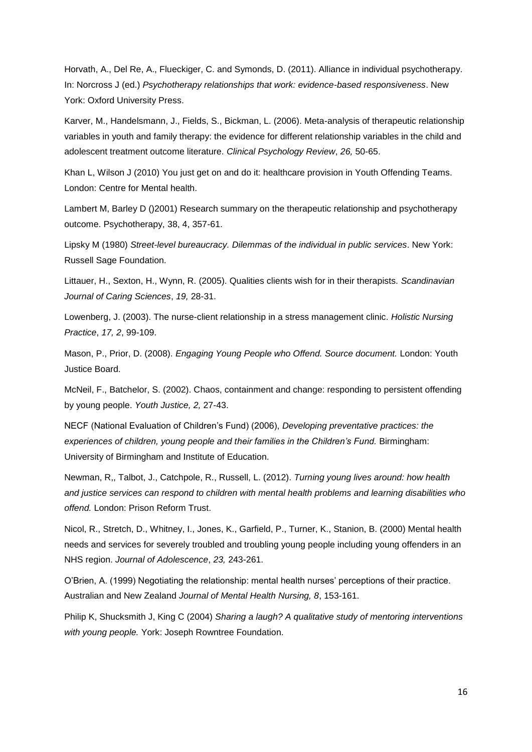Horvath, A., Del Re, A., Flueckiger, C. and Symonds, D. (2011). Alliance in individual psychotherapy. In: Norcross J (ed.) *Psychotherapy relationships that work: evidence-based responsiveness*. New York: Oxford University Press.

Karver, M., Handelsmann, J., Fields, S., Bickman, L. (2006). Meta-analysis of therapeutic relationship variables in youth and family therapy: the evidence for different relationship variables in the child and adolescent treatment outcome literature. *Clinical Psychology Review*, *26,* 50-65.

Khan L, Wilson J (2010) You just get on and do it: healthcare provision in Youth Offending Teams. London: Centre for Mental health.

Lambert M, Barley D ()2001) Research summary on the therapeutic relationship and psychotherapy outcome. Psychotherapy, 38, 4, 357-61.

Lipsky M (1980) *Street-level bureaucracy. Dilemmas of the individual in public services*. New York: Russell Sage Foundation.

Littauer, H., Sexton, H., Wynn, R. (2005). Qualities clients wish for in their therapists. *Scandinavian Journal of Caring Sciences*, *19,* 28-31.

Lowenberg, J. (2003). The nurse-client relationship in a stress management clinic. *Holistic Nursing Practice*, *17, 2*, 99-109.

Mason, P., Prior, D. (2008). *Engaging Young People who Offend. Source document.* London: Youth Justice Board.

McNeil, F., Batchelor, S. (2002). Chaos, containment and change: responding to persistent offending by young people. *Youth Justice, 2,* 27-43.

NECF (National Evaluation of Children's Fund) (2006), *Developing preventative practices: the experiences of children, young people and their families in the Children's Fund.* Birmingham: University of Birmingham and Institute of Education.

Newman, R,, Talbot, J., Catchpole, R., Russell, L. (2012). *Turning young lives around: how health and justice services can respond to children with mental health problems and learning disabilities who offend.* London: Prison Reform Trust.

Nicol, R., Stretch, D., Whitney, I., Jones, K., Garfield, P., Turner, K., Stanion, B. (2000) Mental health needs and services for severely troubled and troubling young people including young offenders in an NHS region. *Journal of Adolescence*, *23,* 243-261.

O'Brien, A. (1999) Negotiating the relationship: mental health nurses' perceptions of their practice. Australian and New Zealand *Journal of Mental Health Nursing, 8*, 153-161.

Philip K, Shucksmith J, King C (2004) *Sharing a laugh? A qualitative study of mentoring interventions with young people.* York: Joseph Rowntree Foundation.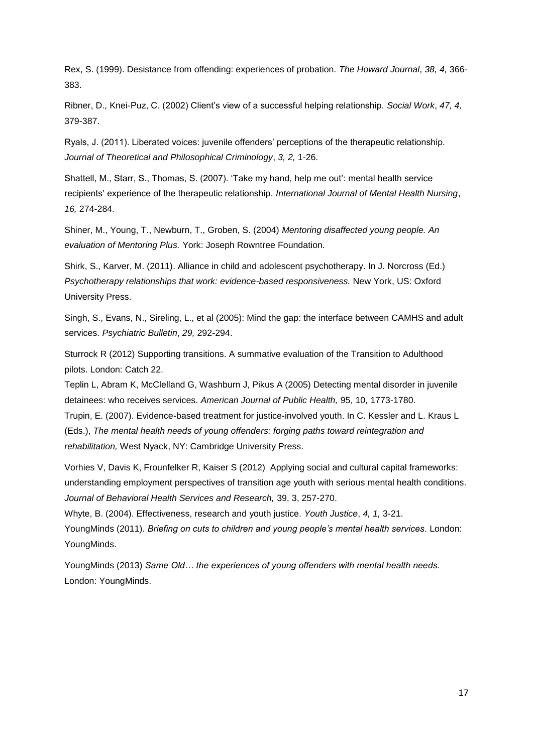Rex, S. (1999). Desistance from offending: experiences of probation. *The Howard Journal*, *38, 4,* 366-383.

Ribner, D., Knei-Puz, C. (2002) Client's view of a successful helping relationship. *Social Work*, *47, 4,* 379-387.

Ryals, J. (2011). Liberated voices: juvenile offenders' perceptions of the therapeutic relationship. *Journal of Theoretical and Philosophical Criminology*, *3, 2,* 1-26.

Shattell, M., Starr, S., Thomas, S. (2007). 'Take my hand, help me out': mental health service recipients' experience of the therapeutic relationship. *International Journal of Mental Health Nursing*, *16,* 274-284.

Shiner, M., Young, T., Newburn, T., Groben, S. (2004) *Mentoring disaffected young people. An evaluation of Mentoring Plus.* York: Joseph Rowntree Foundation.

Shirk, S., Karver, M. (2011). Alliance in child and adolescent psychotherapy. In J. Norcross (Ed.) *Psychotherapy relationships that work: evidence-based responsiveness.* New York, US: Oxford University Press.

Singh, S., Evans, N., Sireling, L., et al (2005): Mind the gap: the interface between CAMHS and adult services. *Psychiatric Bulletin*, *29,* 292-294.

Sturrock R (2012) Supporting transitions. A summative evaluation of the Transition to Adulthood pilots. London: Catch 22.

Teplin L, Abram K, McClelland G, Washburn J, Pikus A (2005) Detecting mental disorder in juvenile detainees: who receives services. *American Journal of Public Health,* 95, 10, 1773-1780.

Trupin, E. (2007). Evidence-based treatment for justice-involved youth. In C. Kessler and L. Kraus L (Eds.), *The mental health needs of young offenders: forging paths toward reintegration and rehabilitation,* West Nyack, NY: Cambridge University Press.

Vorhies V, Davis K, Frounfelker R, Kaiser S (2012) Applying social and cultural capital frameworks: understanding employment perspectives of transition age youth with serious mental health conditions. *Journal of Behavioral Health Services and Research,* 39, 3, 257-270.

Whyte, B. (2004). Effectiveness, research and youth justice. *Youth Justice*, *4, 1,* 3-21.

YoungMinds (2011). *Briefing on cuts to children and young people's mental health services.* London: YoungMinds.

YoungMinds (2013) *Same Old… the experiences of young offenders with mental health needs.* London: YoungMinds.